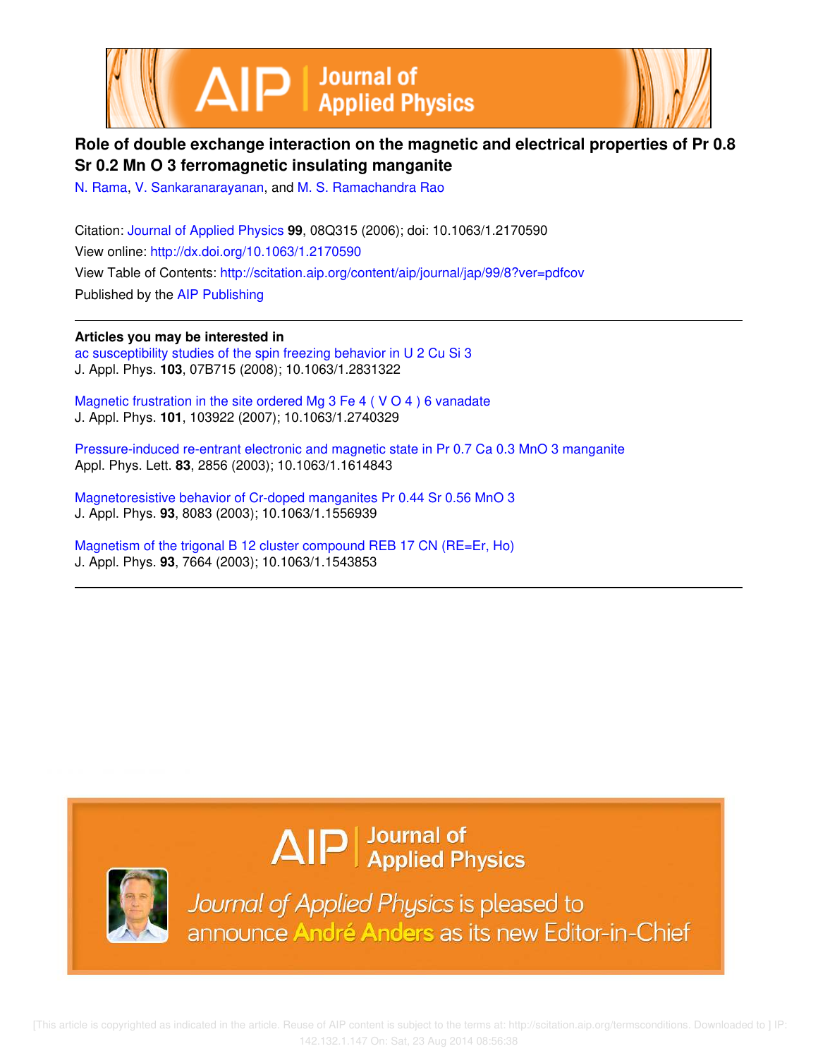# Role of double exchange interaction on the magnetic and electrical properties of $Pr_{0.8}Sr_{0.2}MnO_3$ ferromagnetic insulating manganite

N. Rama, V. Sankaranarayanan, and M. S. Ramachandra Rao

Citation: Journal of Applied Physics **99**, 08Q315 (2006); doi: 10.1063/1.2170590
View online: http://dx.doi.org/10.1063/1.2170590
View Table of Contents: http://scitation.aip.org/content/aip/journal/jap/99/8?ver=pdfcov
Published by the AIP Publishing

**Articles you may be interested in**

ac susceptibility studies of the spin freezing behavior in $U_2CuSi_3$
J. Appl. Phys. **103**, 07B715 (2008); 10.1063/1.2831322

Magnetic frustration in the site ordered $Mg_3Fe_4(VO_4)_6$ vanadate
J. Appl. Phys. **101**, 103922 (2007); 10.1063/1.2740329

Pressure-induced re-entrant electronic and magnetic state in $Pr_{0.7}Ca_{0.3}MnO_3$ manganite
Appl. Phys. Lett. **83**, 2856 (2003); 10.1063/1.1614843

Magnetoresistive behavior of Cr-doped manganites $Pr_{0.44}Sr_{0.56}MnO_3$
J. Appl. Phys. **93**, 8083 (2003); 10.1063/1.1556939

Magnetism of the trigonal $B_{12}$ cluster compound $REB_{17}CN$ (RE=Er, Ho)
J. Appl. Phys. **93**, 7664 (2003); 10.1063/1.1543853

Journal of Applied Physics is pleased to announce André Anders as its new Editor-in-Chief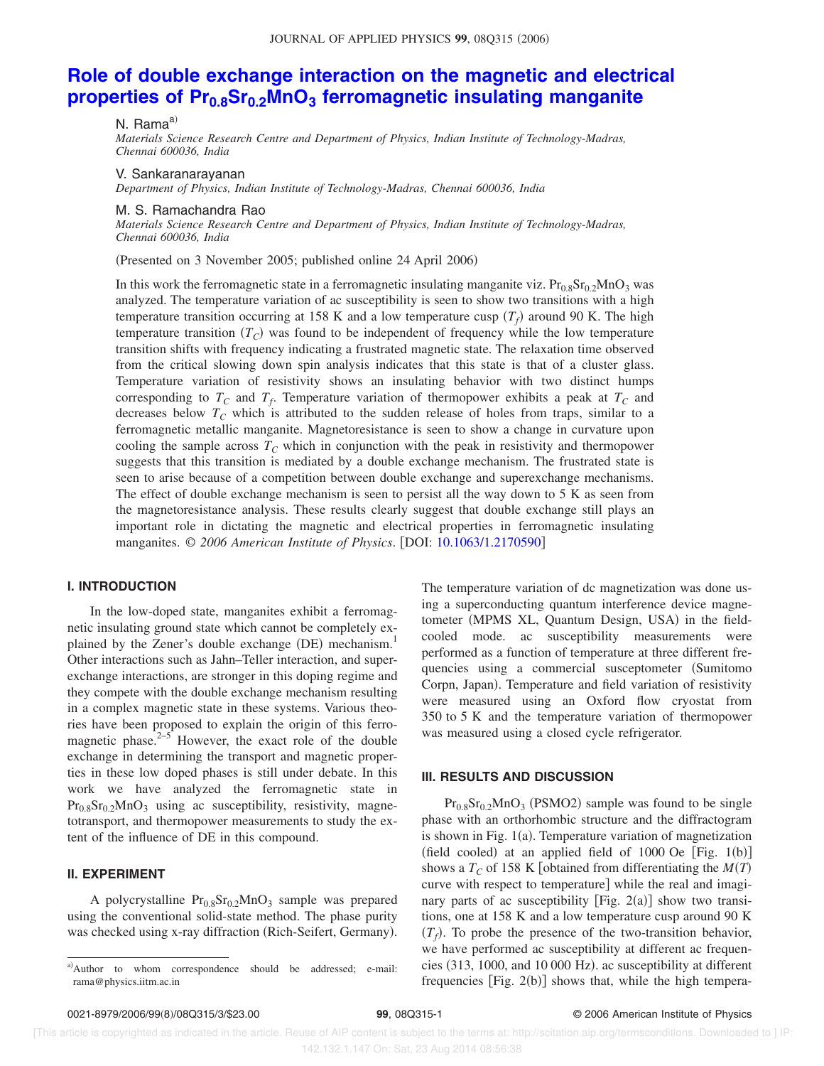# Role of double exchange interaction on the magnetic and electrical properties of $Pr_{0.8}Sr_{0.2}MnO_3$ ferromagnetic insulating manganite

N. Rama[a)]

*Materials Science Research Centre and Department of Physics, Indian Institute of Technology-Madras, Chennai 600036, India*

V. Sankaranarayanan

*Department of Physics, Indian Institute of Technology-Madras, Chennai 600036, India*

M. S. Ramachandra Rao

*Materials Science Research Centre and Department of Physics, Indian Institute of Technology-Madras, Chennai 600036, India*

(Presented on 3 November 2005; published online 24 April 2006)

In this work the ferromagnetic state in a ferromagnetic insulating manganite viz. $Pr_{0.8}Sr_{0.2}MnO_3$ was analyzed. The temperature variation of ac susceptibility is seen to show two transitions with a high temperature transition occurring at 158 K and a low temperature cusp ($T_f$) around 90 K. The high temperature transition ($T_C$) was found to be independent of frequency while the low temperature transition shifts with frequency indicating a frustrated magnetic state. The relaxation time observed from the critical slowing down spin analysis indicates that this state is that of a cluster glass. Temperature variation of resistivity shows an insulating behavior with two distinct humps corresponding to $T_C$ and $T_f$. Temperature variation of thermopower exhibits a peak at $T_C$ and decreases below $T_C$ which is attributed to the sudden release of holes from traps, similar to a ferromagnetic metallic manganite. Magnetoresistance is seen to show a change in curvature upon cooling the sample across $T_C$ which in conjunction with the peak in resistivity and thermopower suggests that this transition is mediated by a double exchange mechanism. The frustrated state is seen to arise because of a competition between double exchange and superexchange mechanisms. The effect of double exchange mechanism is seen to persist all the way down to 5 K as seen from the magnetoresistance analysis. These results clearly suggest that double exchange still plays an important role in dictating the magnetic and electrical properties in ferromagnetic insulating manganites. © *2006 American Institute of Physics*. [DOI: 10.1063/1.2170590]

## I. INTRODUCTION

In the low-doped state, manganites exhibit a ferromagnetic insulating ground state which cannot be completely explained by the Zener's double exchange (DE) mechanism.[1] Other interactions such as Jahn–Teller interaction, and superexchange interactions, are stronger in this doping regime and they compete with the double exchange mechanism resulting in a complex magnetic state in these systems. Various theories have been proposed to explain the origin of this ferromagnetic phase.[2–5] However, the exact role of the double exchange in determining the transport and magnetic properties in these low doped phases is still under debate. In this work we have analyzed the ferromagnetic state in $Pr_{0.8}Sr_{0.2}MnO_3$ using ac susceptibility, resistivity, magnetotransport, and thermopower measurements to study the extent of the influence of DE in this compound.

## II. EXPERIMENT

A polycrystalline $Pr_{0.8}Sr_{0.2}MnO_3$ sample was prepared using the conventional solid-state method. The phase purity was checked using x-ray diffraction (Rich-Seifert, Germany). The temperature variation of dc magnetization was done using a superconducting quantum interference device magnetometer (MPMS XL, Quantum Design, USA) in the field-cooled mode. ac susceptibility measurements were performed as a function of temperature at three different frequencies using a commercial susceptometer (Sumitomo Corpn, Japan). Temperature and field variation of resistivity were measured using an Oxford flow cryostat from 350 to 5 K and the temperature variation of thermopower was measured using a closed cycle refrigerator.

## III. RESULTS AND DISCUSSION

$Pr_{0.8}Sr_{0.2}MnO_3$ (PSMO2) sample was found to be single phase with an orthorhombic structure and the diffractogram is shown in Fig. 1(a). Temperature variation of magnetization (field cooled) at an applied field of 1000 Oe [Fig. 1(b)] shows a $T_C$ of 158 K [obtained from differentiating the $M(T)$ curve with respect to temperature] while the real and imaginary parts of ac susceptibility [Fig. 2(a)] show two transitions, one at 158 K and a low temperature cusp around 90 K ($T_f$). To probe the presence of the two-transition behavior, we have performed ac susceptibility at different ac frequencies (313, 1000, and 10 000 Hz). ac susceptibility at different frequencies [Fig. 2(b)] shows that, while the high tempera-

a)Author to whom correspondence should be addressed; e-mail: rama@physics.iitm.ac.in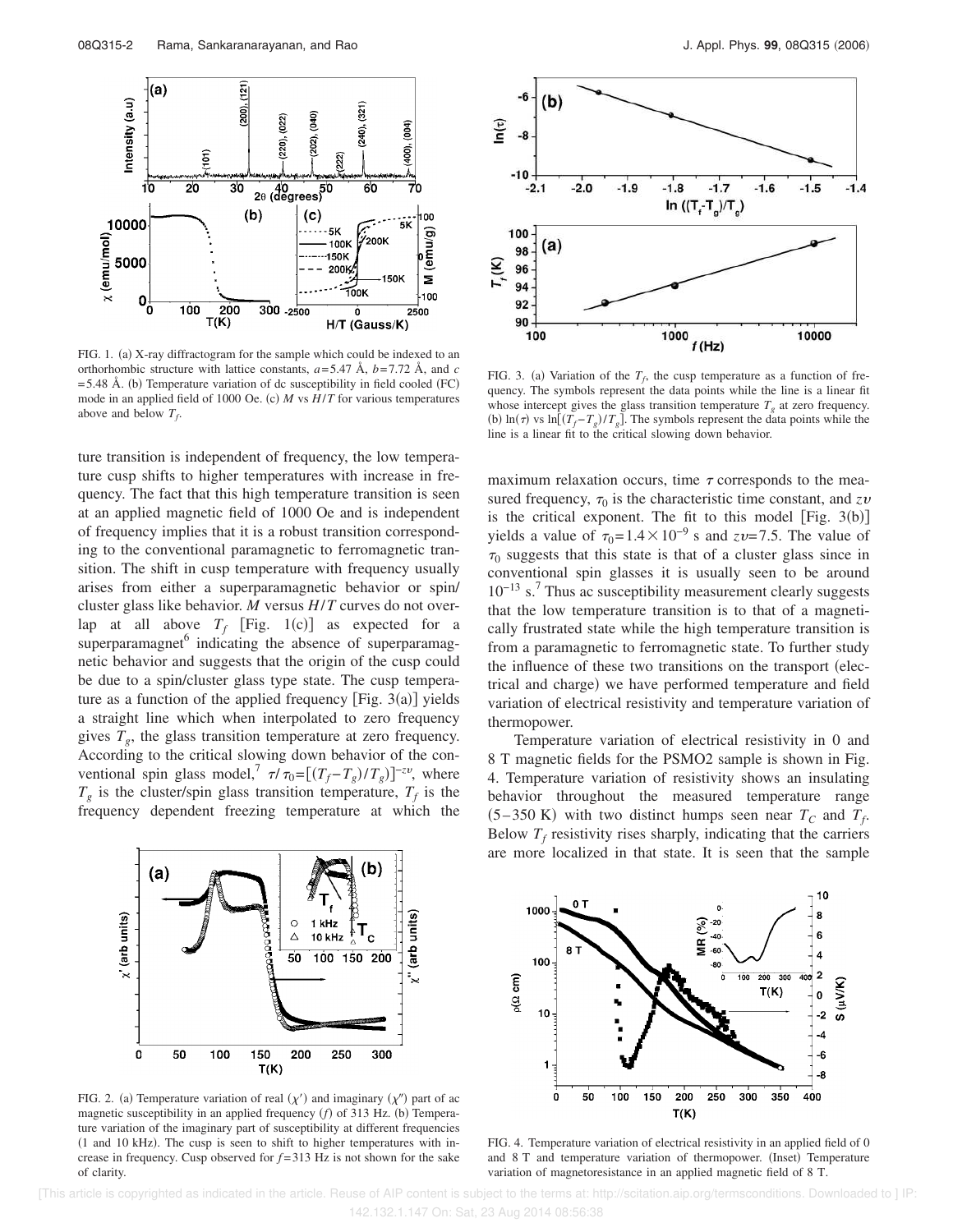FIG. 1. (a) X-ray diffractogram for the sample which could be indexed to an orthorhombic structure with lattice constants, $a$=5.47 Å, $b$=7.72 Å, and $c$=5.48 Å. (b) Temperature variation of dc susceptibility in field cooled (FC) mode in an applied field of 1000 Oe. (c) $M$ vs $H/T$ for various temperatures above and below $T_f$.

FIG. 3. (a) Variation of the $T_f$, the cusp temperature as a function of frequency. The symbols represent the data points while the line is a linear fit whose intercept gives the glass transition temperature $T_g$ at zero frequency. (b) $\ln(\tau)$ vs $\ln[(T_f - T_g)/T_g]$. The symbols represent the data points while the line is a linear fit to the critical slowing down behavior.

ture transition is independent of frequency, the low temperature cusp shifts to higher temperatures with increase in frequency. The fact that this high temperature transition is seen at an applied magnetic field of 1000 Oe and is independent of frequency implies that it is a robust transition corresponding to the conventional paramagnetic to ferromagnetic transition. The shift in cusp temperature with frequency usually arises from either a superparamagnetic behavior or spin/cluster glass like behavior. $M$ versus $H/T$ curves do not overlap at all above $T_f$ [Fig. 1(c)] as expected for a superparamagnet[6] indicating the absence of superparamagnetic behavior and suggests that the origin of the cusp could be due to a spin/cluster glass type state. The cusp temperature as a function of the applied frequency [Fig. 3(a)] yields a straight line which when interpolated to zero frequency gives $T_g$, the glass transition temperature at zero frequency. According to the critical slowing down behavior of the conventional spin glass model,[7] $\tau/\tau_0 = [(T_f - T_g)/T_g)]^{-z\nu}$, where $T_g$ is the cluster/spin glass transition temperature, $T_f$ is the frequency dependent freezing temperature at which the maximum relaxation occurs, time $\tau$ corresponds to the measured frequency, $\tau_0$ is the characteristic time constant, and $z\nu$ is the critical exponent. The fit to this model [Fig. 3(b)] yields a value of $\tau_0 = 1.4 \times 10^{-9}$ s and $z\nu$=7.5. The value of $\tau_0$ suggests that this state is that of a cluster glass since in conventional spin glasses it is usually seen to be around $10^{-13}$ s.[7] Thus ac susceptibility measurement clearly suggests that the low temperature transition is to that of a magnetically frustrated state while the high temperature transition is from a paramagnetic to ferromagnetic state. To further study the influence of these two transitions on the transport (electrical and charge) we have performed temperature and field variation of electrical resistivity and temperature variation of thermopower.

Temperature variation of electrical resistivity in 0 and 8 T magnetic fields for the PSMO2 sample is shown in Fig. 4. Temperature variation of resistivity shows an insulating behavior throughout the measured temperature range (5–350 K) with two distinct humps seen near $T_C$ and $T_f$. Below $T_f$ resistivity rises sharply, indicating that the carriers are more localized in that state. It is seen that the sample

FIG. 2. (a) Temperature variation of real ($\chi'$) and imaginary ($\chi''$) part of ac magnetic susceptibility in an applied frequency ($f$) of 313 Hz. (b) Temperature variation of the imaginary part of susceptibility at different frequencies (1 and 10 kHz). The cusp is seen to shift to higher temperatures with increase in frequency. Cusp observed for $f$=313 Hz is not shown for the sake of clarity.

FIG. 4. Temperature variation of electrical resistivity in an applied field of 0 and 8 T and temperature variation of thermopower. (Inset) Temperature variation of magnetoresistance in an applied magnetic field of 8 T.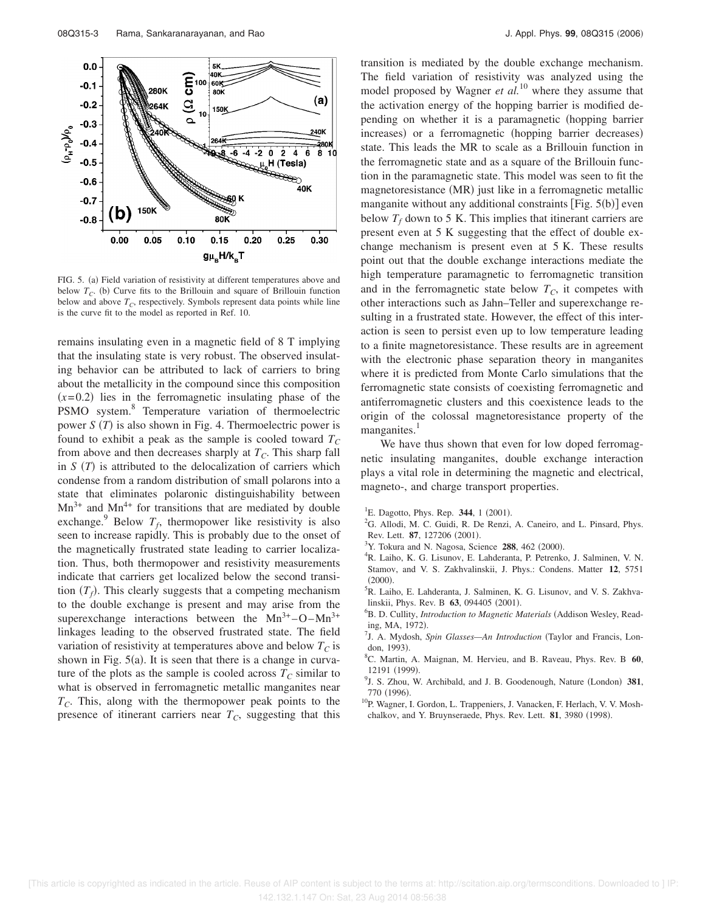0.0
-0.1
-0.2
-0.3
-0.4
-0.5
-0.6
-0.7
-0.8

$(\rho_H-\rho_0)/\rho_0$

280K
264K
240K
40K
60 K
150K
80K
(b)

0.00 0.05 0.10 0.15 0.20 0.25 0.30

$g\mu_B H/k_B T$

$\rho$ ($\Omega$ cm)

100
10
1

5K
40K
60K
80K
150K
240K
264K
280K
(a)

-10 -8 -6 -4 -2 0 2 4 6 8 10

$\mu_0$H (Tesla)

FIG. 5. (a) Field variation of resistivity at different temperatures above and below $T_C$. (b) Curve fits to the Brillouin and square of Brillouin function below and above $T_C$, respectively. Symbols represent data points while line is the curve fit to the model as reported in Ref. 10.

remains insulating even in a magnetic field of 8 T implying that the insulating state is very robust. The observed insulating behavior can be attributed to lack of carriers to bring about the metallicity in the compound since this composition ($x$=0.2) lies in the ferromagnetic insulating phase of the PSMO system.[8] Temperature variation of thermoelectric power $S$ ($T$) is also shown in Fig. 4. Thermoelectric power is found to exhibit a peak as the sample is cooled toward $T_C$ from above and then decreases sharply at $T_C$. This sharp fall in $S$ ($T$) is attributed to the delocalization of carriers which condense from a random distribution of small polarons into a state that eliminates polaronic distinguishability between $Mn^{3+}$ and $Mn^{4+}$ for transitions that are mediated by double exchange.[9] Below $T_f$, thermopower like resistivity is also seen to increase rapidly. This is probably due to the onset of the magnetically frustrated state leading to carrier localization. Thus, both thermopower and resistivity measurements indicate that carriers get localized below the second transition ($T_f$). This clearly suggests that a competing mechanism to the double exchange is present and may arise from the superexchange interactions between the $Mn^{3+}$–O–$Mn^{3+}$ linkages leading to the observed frustrated state. The field variation of resistivity at temperatures above and below $T_C$ is shown in Fig. 5(a). It is seen that there is a change in curvature of the plots as the sample is cooled across $T_C$ similar to what is observed in ferromagnetic metallic manganites near $T_C$. This, along with the thermopower peak points to the presence of itinerant carriers near $T_C$, suggesting that this transition is mediated by the double exchange mechanism. The field variation of resistivity was analyzed using the model proposed by Wagner *et al.*[10] where they assume that the activation energy of the hopping barrier is modified depending on whether it is a paramagnetic (hopping barrier increases) or a ferromagnetic (hopping barrier decreases) state. This leads the MR to scale as a Brillouin function in the ferromagnetic state and as a square of the Brillouin function in the paramagnetic state. This model was seen to fit the magnetoresistance (MR) just like in a ferromagnetic metallic manganite without any additional constraints [Fig. 5(b)] even below $T_f$ down to 5 K. This implies that itinerant carriers are present even at 5 K suggesting that the effect of double exchange mechanism is present even at 5 K. These results point out that the double exchange interactions mediate the high temperature paramagnetic to ferromagnetic transition and in the ferromagnetic state below $T_C$, it competes with other interactions such as Jahn–Teller and superexchange resulting in a frustrated state. However, the effect of this interaction is seen to persist even up to low temperature leading to a finite magnetoresistance. These results are in agreement with the electronic phase separation theory in manganites where it is predicted from Monte Carlo simulations that the ferromagnetic state consists of coexisting ferromagnetic and antiferromagnetic clusters and this coexistence leads to the origin of the colossal magnetoresistance property of the manganites.[1]

We have thus shown that even for low doped ferromagnetic insulating manganites, double exchange interaction plays a vital role in determining the magnetic and electrical, magneto-, and charge transport properties.

[1] E. Dagotto, Phys. Rep. **344**, 1 (2001).

[2] G. Allodi, M. C. Guidi, R. De Renzi, A. Caneiro, and L. Pinsard, Phys. Rev. Lett. **87**, 127206 (2001).

[3] Y. Tokura and N. Nagosa, Science **288**, 462 (2000).

[4] R. Laiho, K. G. Lisunov, E. Lahderanta, P. Petrenko, J. Salminen, V. N. Stamov, and V. S. Zakhvalinskii, J. Phys.: Condens. Matter **12**, 5751 (2000).

[5] R. Laiho, E. Lahderanta, J. Salminen, K. G. Lisunov, and V. S. Zakhvalinskii, Phys. Rev. B **63**, 094405 (2001).

[6] B. D. Cullity, *Introduction to Magnetic Materials* (Addison Wesley, Reading, MA, 1972).

[7] J. A. Mydosh, *Spin Glasses—An Introduction* (Taylor and Francis, London, 1993).

[8] C. Martin, A. Maignan, M. Hervieu, and B. Raveau, Phys. Rev. B **60**, 12191 (1999).

[9] J. S. Zhou, W. Archibald, and J. B. Goodenough, Nature (London) **381**, 770 (1996).

[10] P. Wagner, I. Gordon, L. Trappeniers, J. Vanacken, F. Herlach, V. V. Moshchalkov, and Y. Bruynseraede, Phys. Rev. Lett. **81**, 3980 (1998).